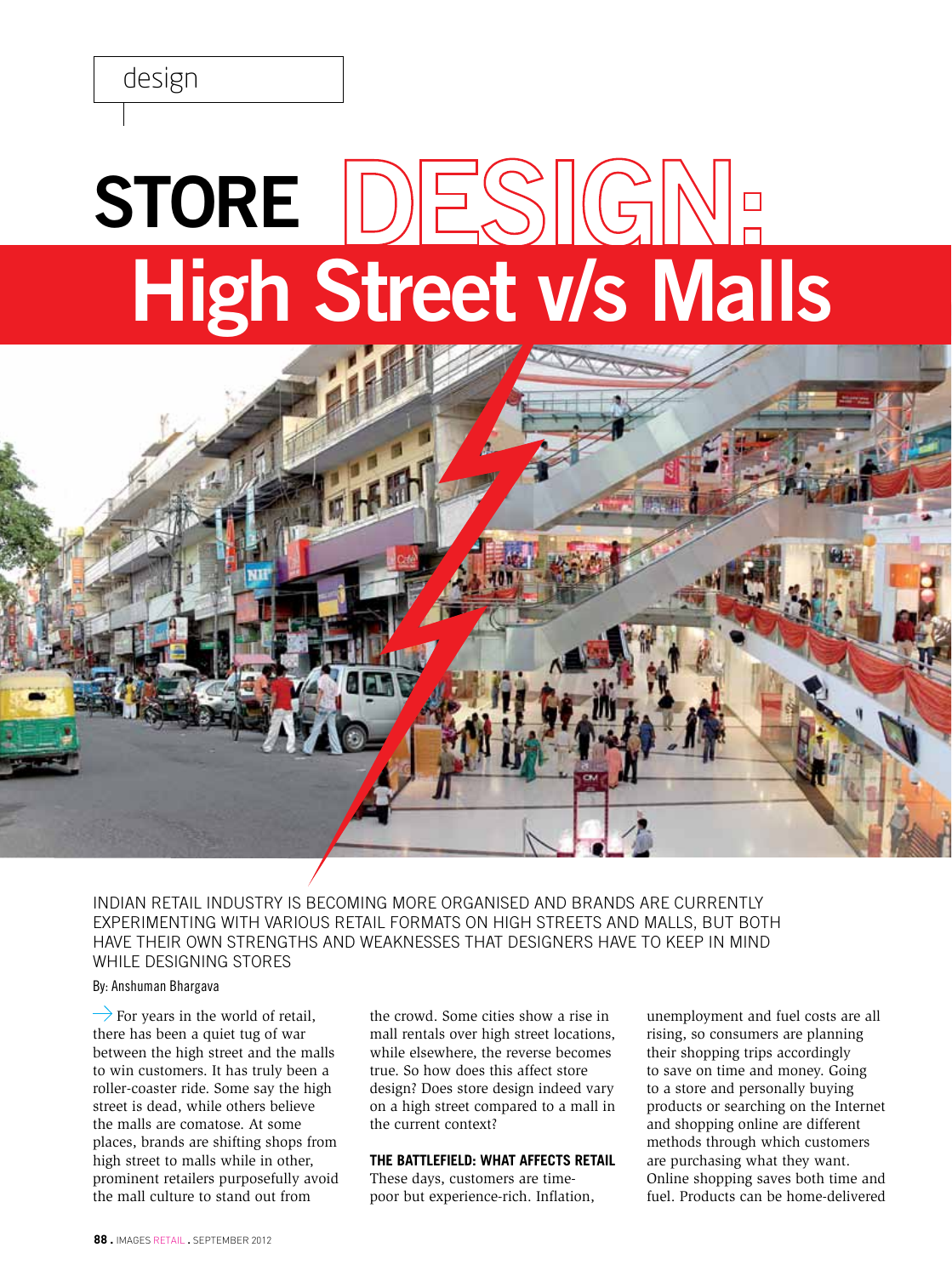design

# STORE DESIGN: High Street v/s Malls

INDIAN RETAIL INDUSTRY IS BECOMING MORE ORGANISED AND BRANDS ARE CURRENTLY EXPERIMENTING WITH VARIOUS RETAIL FORMATS ON HIGH STREETS AND MALLS, BUT BOTH HAVE THEIR OWN STRENGTHS AND WEAKNESSES THAT DESIGNERS HAVE TO KEEP IN MIND WHILE DESIGNING STORES

By: Anshuman Bhargava

For years in the world of retail, there has been a quiet tug of war between the high street and the malls to win customers. It has truly been a roller-coaster ride. Some say the high street is dead, while others believe the malls are comatose. At some places, brands are shifting shops from high street to malls while in other, prominent retailers purposefully avoid the mall culture to stand out from the crowd. Some cities show a rise in mall rentals over high street locations, while elsewhere, the reverse becomes true. So how does this affect store design? Does store design indeed vary on a high street compared to a mall in the current context?

### THE BATTLEFIELD: WHAT AFFECTS RETAIL

These days, customers are time-poor but experience-rich. Inflation, unemployment and fuel costs are all rising, so consumers are planning their shopping trips accordingly to save on time and money. Going to a store and personally buying products or searching on the Internet and shopping online are different methods through which customers are purchasing what they want. Online shopping saves both time and fuel. Products can be home-delivered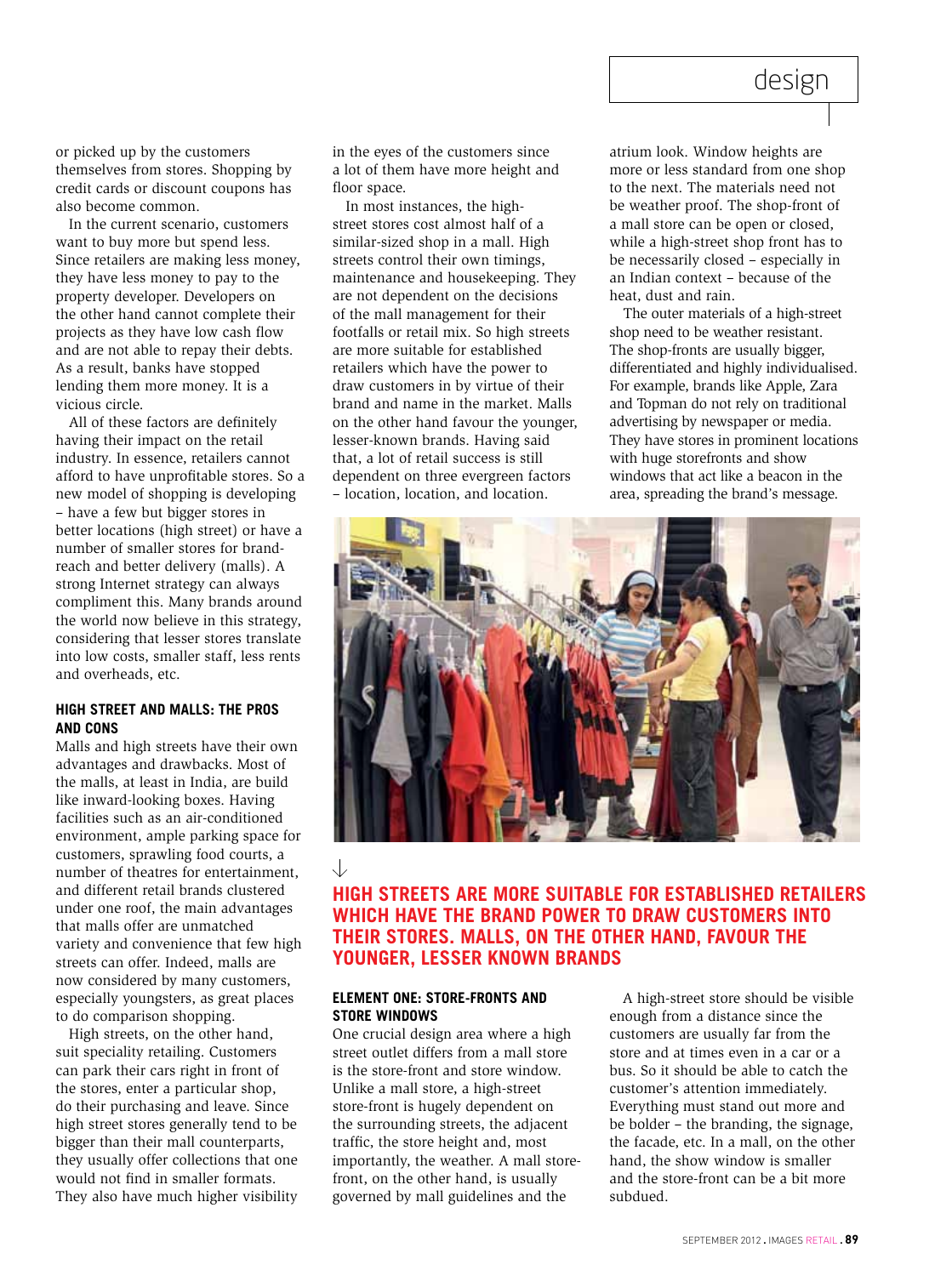or picked up by the customers themselves from stores. Shopping by credit cards or discount coupons has also become common.

In the current scenario, customers want to buy more but spend less. Since retailers are making less money, they have less money to pay to the property developer. Developers on the other hand cannot complete their projects as they have low cash flow and are not able to repay their debts. As a result, banks have stopped lending them more money. It is a vicious circle.

All of these factors are definitely having their impact on the retail industry. In essence, retailers cannot afford to have unprofitable stores. So a new model of shopping is developing – have a few but bigger stores in better locations (high street) or have a number of smaller stores for brand-reach and better delivery (malls). A strong Internet strategy can always compliment this. Many brands around the world now believe in this strategy, considering that lesser stores translate into low costs, smaller staff, less rents and overheads, etc.

### HIGH STREET AND MALLS: THE PROS AND CONS

Malls and high streets have their own advantages and drawbacks. Most of the malls, at least in India, are build like inward-looking boxes. Having facilities such as an air-conditioned environment, ample parking space for customers, sprawling food courts, a number of theatres for entertainment, and different retail brands clustered under one roof, the main advantages that malls offer are unmatched variety and convenience that few high streets can offer. Indeed, malls are now considered by many customers, especially youngsters, as great places to do comparison shopping.

High streets, on the other hand, suit speciality retailing. Customers can park their cars right in front of the stores, enter a particular shop, do their purchasing and leave. Since high street stores generally tend to be bigger than their mall counterparts, they usually offer collections that one would not find in smaller formats. They also have much higher visibility in the eyes of the customers since a lot of them have more height and floor space.

In most instances, the high-street stores cost almost half of a similar-sized shop in a mall. High streets control their own timings, maintenance and housekeeping. They are not dependent on the decisions of the mall management for their footfalls or retail mix. So high streets are more suitable for established retailers which have the power to draw customers in by virtue of their brand and name in the market. Malls on the other hand favour the younger, lesser-known brands. Having said that, a lot of retail success is still dependent on three evergreen factors – location, location, and location.

**HIGH STREETS ARE MORE SUITABLE FOR ESTABLISHED RETAILERS WHICH HAVE THE BRAND POWER TO DRAW CUSTOMERS INTO THEIR STORES. MALLS, ON THE OTHER HAND, FAVOUR THE YOUNGER, LESSER KNOWN BRANDS**

### ELEMENT ONE: STORE-FRONTS AND STORE WINDOWS

One crucial design area where a high street outlet differs from a mall store is the store-front and store window. Unlike a mall store, a high-street store-front is hugely dependent on the surrounding streets, the adjacent traffic, the store height and, most importantly, the weather. A mall store-front, on the other hand, is usually governed by mall guidelines and the atrium look. Window heights are more or less standard from one shop to the next. The materials need not be weather proof. The shop-front of a mall store can be open or closed, while a high-street shop front has to be necessarily closed – especially in an Indian context – because of the heat, dust and rain.

The outer materials of a high-street shop need to be weather resistant. The shop-fronts are usually bigger, differentiated and highly individualised. For example, brands like Apple, Zara and Topman do not rely on traditional advertising by newspaper or media. They have stores in prominent locations with huge storefronts and show windows that act like a beacon in the area, spreading the brand's message.

A high-street store should be visible enough from a distance since the customers are usually far from the store and at times even in a car or a bus. So it should be able to catch the customer's attention immediately. Everything must stand out more and be bolder – the branding, the signage, the facade, etc. In a mall, on the other hand, the show window is smaller and the store-front can be a bit more subdued.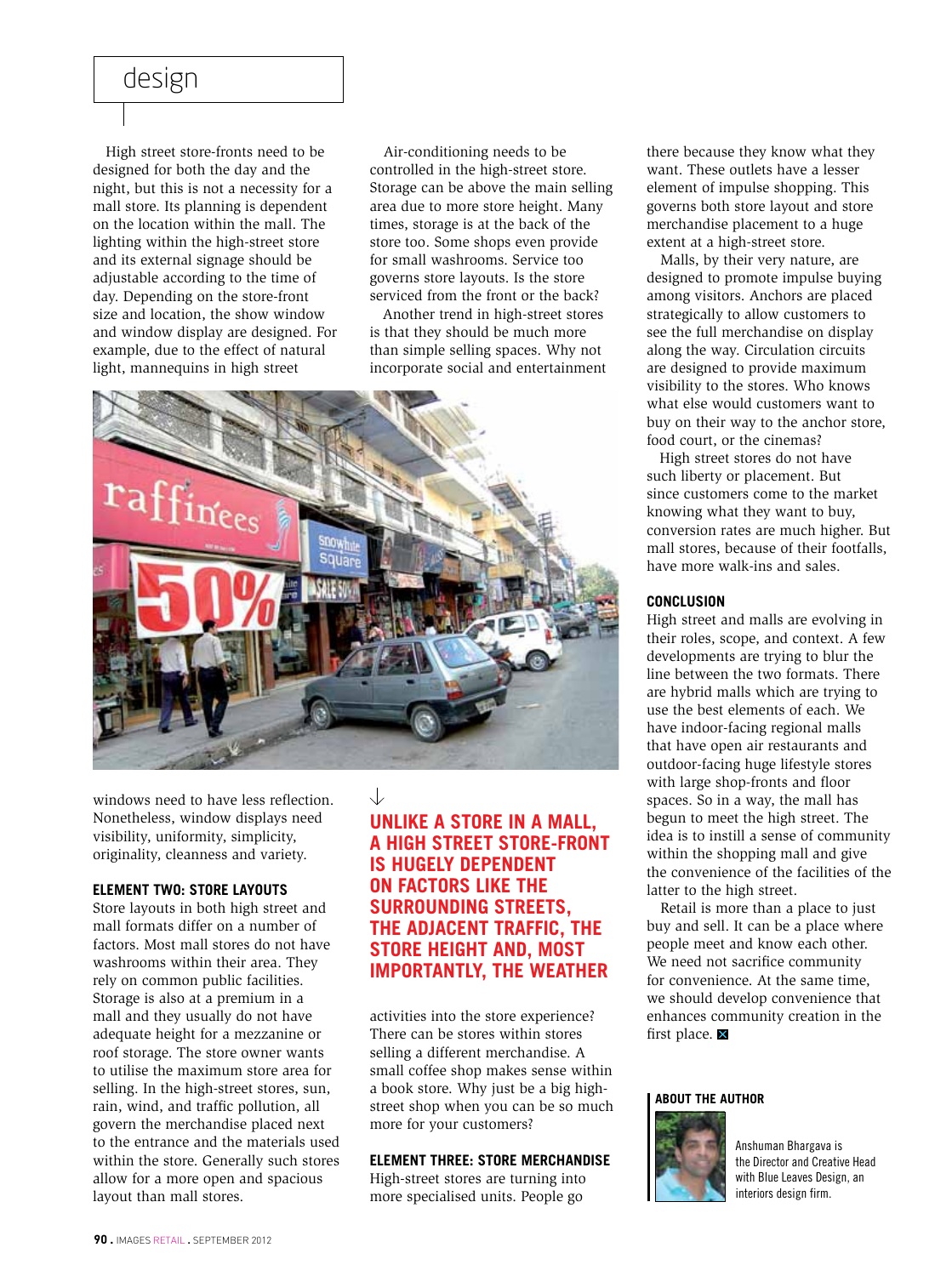High street store-fronts need to be designed for both the day and the night, but this is not a necessity for a mall store. Its planning is dependent on the location within the mall. The lighting within the high-street store and its external signage should be adjustable according to the time of day. Depending on the store-front size and location, the show window and window display are designed. For example, due to the effect of natural light, mannequins in high street windows need to have less reflection. Nonetheless, window displays need visibility, uniformity, simplicity, originality, cleanness and variety.

### ELEMENT TWO: STORE LAYOUTS

Store layouts in both high street and mall formats differ on a number of factors. Most mall stores do not have washrooms within their area. They rely on common public facilities. Storage is also at a premium in a mall and they usually do not have adequate height for a mezzanine or roof storage. The store owner wants to utilise the maximum store area for selling. In the high-street stores, sun, rain, wind, and traffic pollution, all govern the merchandise placed next to the entrance and the materials used within the store. Generally such stores allow for a more open and spacious layout than mall stores.

Air-conditioning needs to be controlled in the high-street store. Storage can be above the main selling area due to more store height. Many times, storage is at the back of the store too. Some shops even provide for small washrooms. Service too governs store layouts. Is the store serviced from the front or the back?

Another trend in high-street stores is that they should be much more than simple selling spaces. Why not incorporate social and entertainment activities into the store experience? There can be stores within stores selling a different merchandise. A small coffee shop makes sense within a book store. Why just be a big high-street shop when you can be so much more for your customers?

**UNLIKE A STORE IN A MALL, A HIGH STREET STORE-FRONT IS HUGELY DEPENDENT ON FACTORS LIKE THE SURROUNDING STREETS, THE ADJACENT TRAFFIC, THE STORE HEIGHT AND, MOST IMPORTANTLY, THE WEATHER**

### ELEMENT THREE: STORE MERCHANDISE

High-street stores are turning into more specialised units. People go there because they know what they want. These outlets have a lesser element of impulse shopping. This governs both store layout and store merchandise placement to a huge extent at a high-street store.

Malls, by their very nature, are designed to promote impulse buying among visitors. Anchors are placed strategically to allow customers to see the full merchandise on display along the way. Circulation circuits are designed to provide maximum visibility to the stores. Who knows what else would customers want to buy on their way to the anchor store, food court, or the cinemas?

High street stores do not have such liberty or placement. But since customers come to the market knowing what they want to buy, conversion rates are much higher. But mall stores, because of their footfalls, have more walk-ins and sales.

### CONCLUSION

High street and malls are evolving in their roles, scope, and context. A few developments are trying to blur the line between the two formats. There are hybrid malls which are trying to use the best elements of each. We have indoor-facing regional malls that have open air restaurants and outdoor-facing huge lifestyle stores with large shop-fronts and floor spaces. So in a way, the mall has begun to meet the high street. The idea is to instill a sense of community within the shopping mall and give the convenience of the facilities of the latter to the high street.

Retail is more than a place to just buy and sell. It can be a place where people meet and know each other. We need not sacrifice community for convenience. At the same time, we should develop convenience that enhances community creation in the first place.

### ABOUT THE AUTHOR

Anshuman Bhargava is the Director and Creative Head with Blue Leaves Design, an interiors design firm.